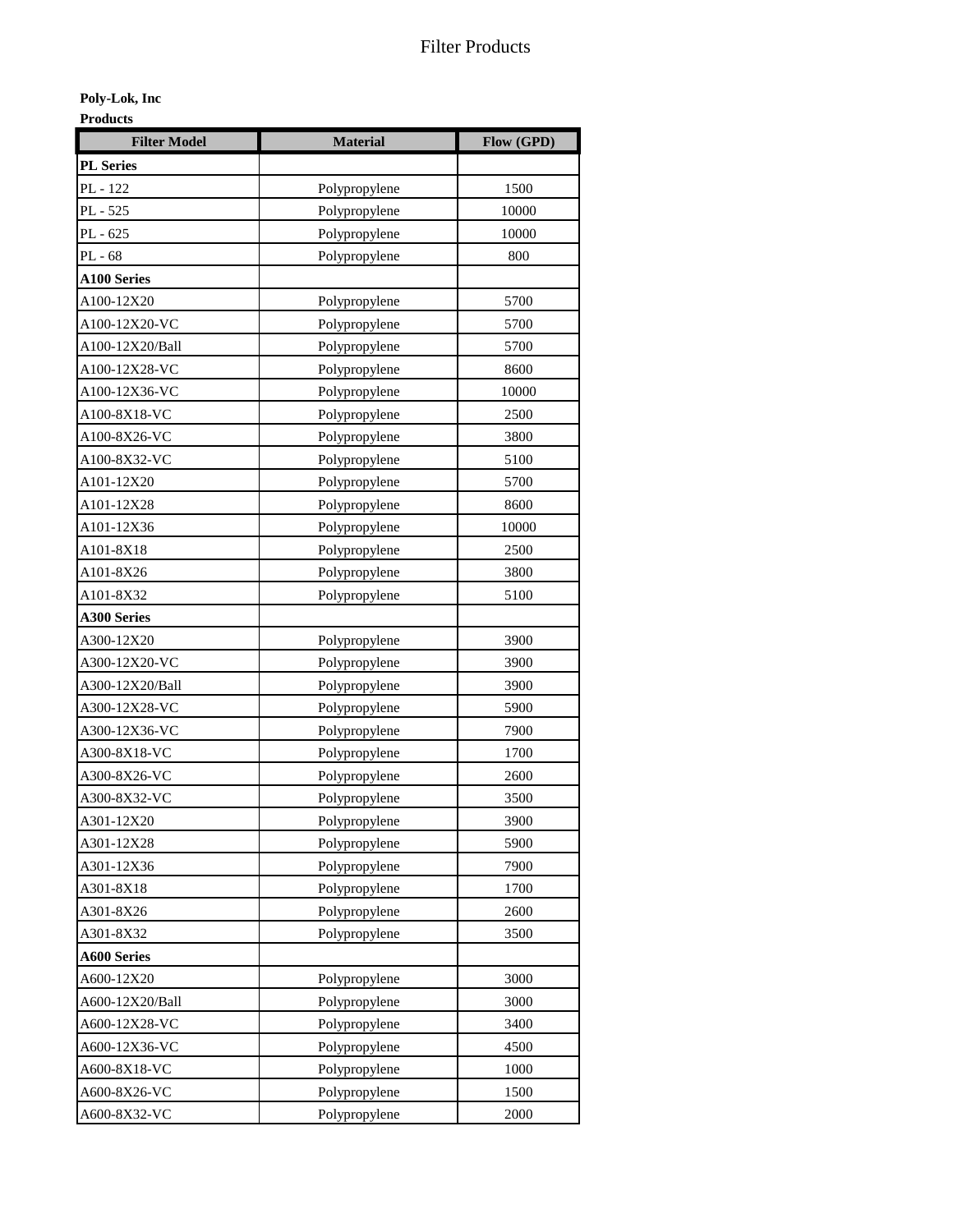# Filter Products

**Poly-Lok, Inc**

**Products**

| Filter Model | Material | Flow (GPD) |
|---|---|---|
| **PL Series** | | |
| PL - 122 | Polypropylene | 1500 |
| PL - 525 | Polypropylene | 10000 |
| PL - 625 | Polypropylene | 10000 |
| PL - 68 | Polypropylene | 800 |
| **A100 Series** | | |
| A100-12X20 | Polypropylene | 5700 |
| A100-12X20-VC | Polypropylene | 5700 |
| A100-12X20/Ball | Polypropylene | 5700 |
| A100-12X28-VC | Polypropylene | 8600 |
| A100-12X36-VC | Polypropylene | 10000 |
| A100-8X18-VC | Polypropylene | 2500 |
| A100-8X26-VC | Polypropylene | 3800 |
| A100-8X32-VC | Polypropylene | 5100 |
| A101-12X20 | Polypropylene | 5700 |
| A101-12X28 | Polypropylene | 8600 |
| A101-12X36 | Polypropylene | 10000 |
| A101-8X18 | Polypropylene | 2500 |
| A101-8X26 | Polypropylene | 3800 |
| A101-8X32 | Polypropylene | 5100 |
| **A300 Series** | | |
| A300-12X20 | Polypropylene | 3900 |
| A300-12X20-VC | Polypropylene | 3900 |
| A300-12X20/Ball | Polypropylene | 3900 |
| A300-12X28-VC | Polypropylene | 5900 |
| A300-12X36-VC | Polypropylene | 7900 |
| A300-8X18-VC | Polypropylene | 1700 |
| A300-8X26-VC | Polypropylene | 2600 |
| A300-8X32-VC | Polypropylene | 3500 |
| A301-12X20 | Polypropylene | 3900 |
| A301-12X28 | Polypropylene | 5900 |
| A301-12X36 | Polypropylene | 7900 |
| A301-8X18 | Polypropylene | 1700 |
| A301-8X26 | Polypropylene | 2600 |
| A301-8X32 | Polypropylene | 3500 |
| **A600 Series** | | |
| A600-12X20 | Polypropylene | 3000 |
| A600-12X20/Ball | Polypropylene | 3000 |
| A600-12X28-VC | Polypropylene | 3400 |
| A600-12X36-VC | Polypropylene | 4500 |
| A600-8X18-VC | Polypropylene | 1000 |
| A600-8X26-VC | Polypropylene | 1500 |
| A600-8X32-VC | Polypropylene | 2000 |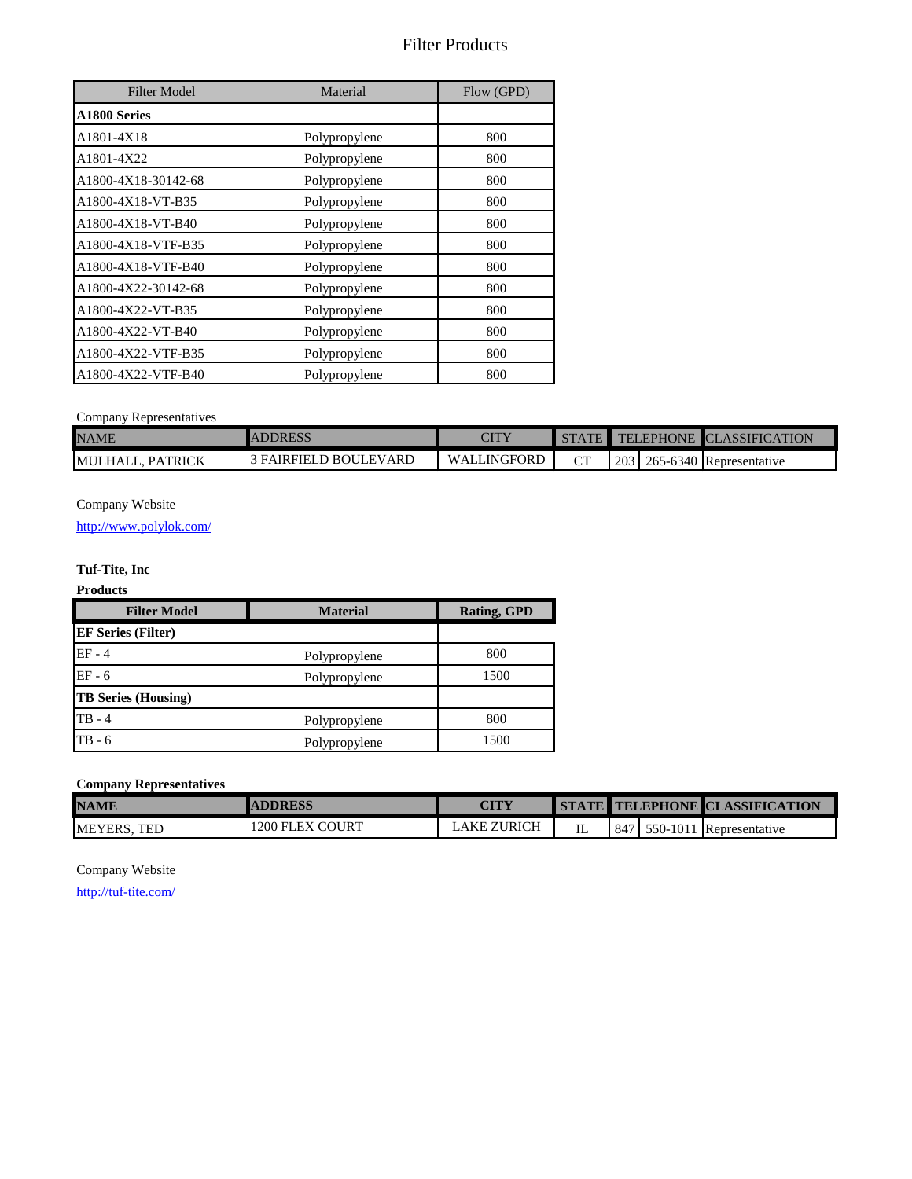# Filter Products

| Filter Model | Material | Flow (GPD) |
|---|---|---|
| **A1800 Series** | | |
| A1801-4X18 | Polypropylene | 800 |
| A1801-4X22 | Polypropylene | 800 |
| A1800-4X18-30142-68 | Polypropylene | 800 |
| A1800-4X18-VT-B35 | Polypropylene | 800 |
| A1800-4X18-VT-B40 | Polypropylene | 800 |
| A1800-4X18-VTF-B35 | Polypropylene | 800 |
| A1800-4X18-VTF-B40 | Polypropylene | 800 |
| A1800-4X22-30142-68 | Polypropylene | 800 |
| A1800-4X22-VT-B35 | Polypropylene | 800 |
| A1800-4X22-VT-B40 | Polypropylene | 800 |
| A1800-4X22-VTF-B35 | Polypropylene | 800 |
| A1800-4X22-VTF-B40 | Polypropylene | 800 |

Company Representatives

| NAME | ADDRESS | CITY | STATE | TELEPHONE | | CLASSIFICATION |
|---|---|---|---|---|---|---|
| MULHALL, PATRICK | 3 FAIRFIELD BOULEVARD | WALLINGFORD | CT | 203 | 265-6340 | Representative |

Company Website

http://www.polylok.com/

**Tuf-Tite, Inc**

**Products**

| Filter Model | Material | Rating, GPD |
|---|---|---|
| **EF Series (Filter)** | | |
| EF - 4 | Polypropylene | 800 |
| EF - 6 | Polypropylene | 1500 |
| **TB Series (Housing)** | | |
| TB - 4 | Polypropylene | 800 |
| TB - 6 | Polypropylene | 1500 |

**Company Representatives**

| NAME | ADDRESS | CITY | STATE | TELEPHONE | | CLASSIFICATION |
|---|---|---|---|---|---|---|
| MEYERS, TED | 1200 FLEX COURT | LAKE ZURICH | IL | 847 | 550-1011 | Representative |

Company Website

http://tuf-tite.com/